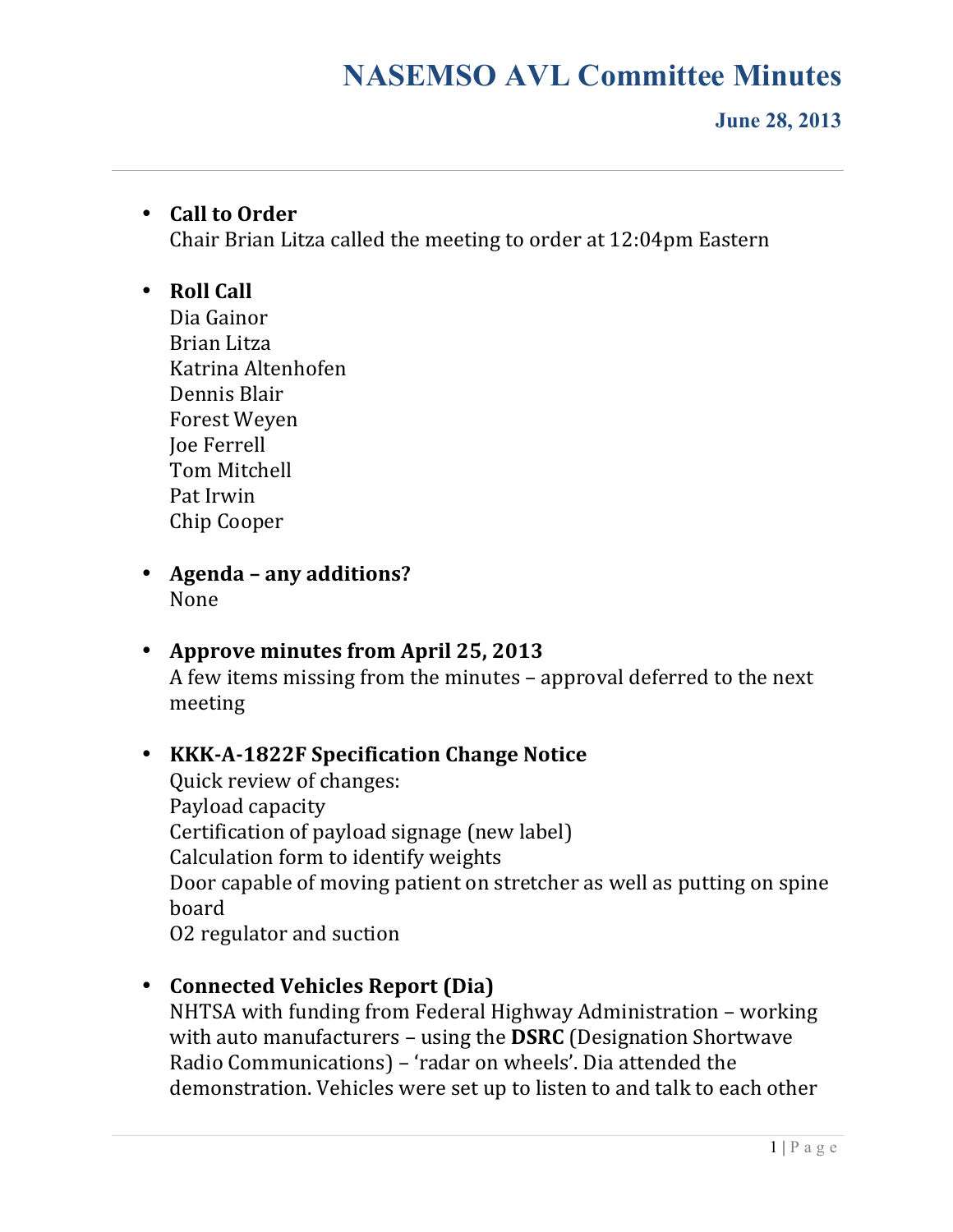# NASEMSO AVL Committee Minutes

**June 28, 2013**

---

- **Call to Order**
  Chair Brian Litza called the meeting to order at 12:04pm Eastern

- **Roll Call**
  Dia Gainor
  Brian Litza
  Katrina Altenhofen
  Dennis Blair
  Forest Weyen
  Joe Ferrell
  Tom Mitchell
  Pat Irwin
  Chip Cooper

- **Agenda – any additions?**
  None

- **Approve minutes from April 25, 2013**
  A few items missing from the minutes – approval deferred to the next meeting

- **KKK-A-1822F Specification Change Notice**
  Quick review of changes:
  Payload capacity
  Certification of payload signage (new label)
  Calculation form to identify weights
  Door capable of moving patient on stretcher as well as putting on spine board
  O2 regulator and suction

- **Connected Vehicles Report (Dia)**
  NHTSA with funding from Federal Highway Administration – working with auto manufacturers – using the **DSRC** (Designation Shortwave Radio Communications) – 'radar on wheels'. Dia attended the demonstration. Vehicles were set up to listen to and talk to each other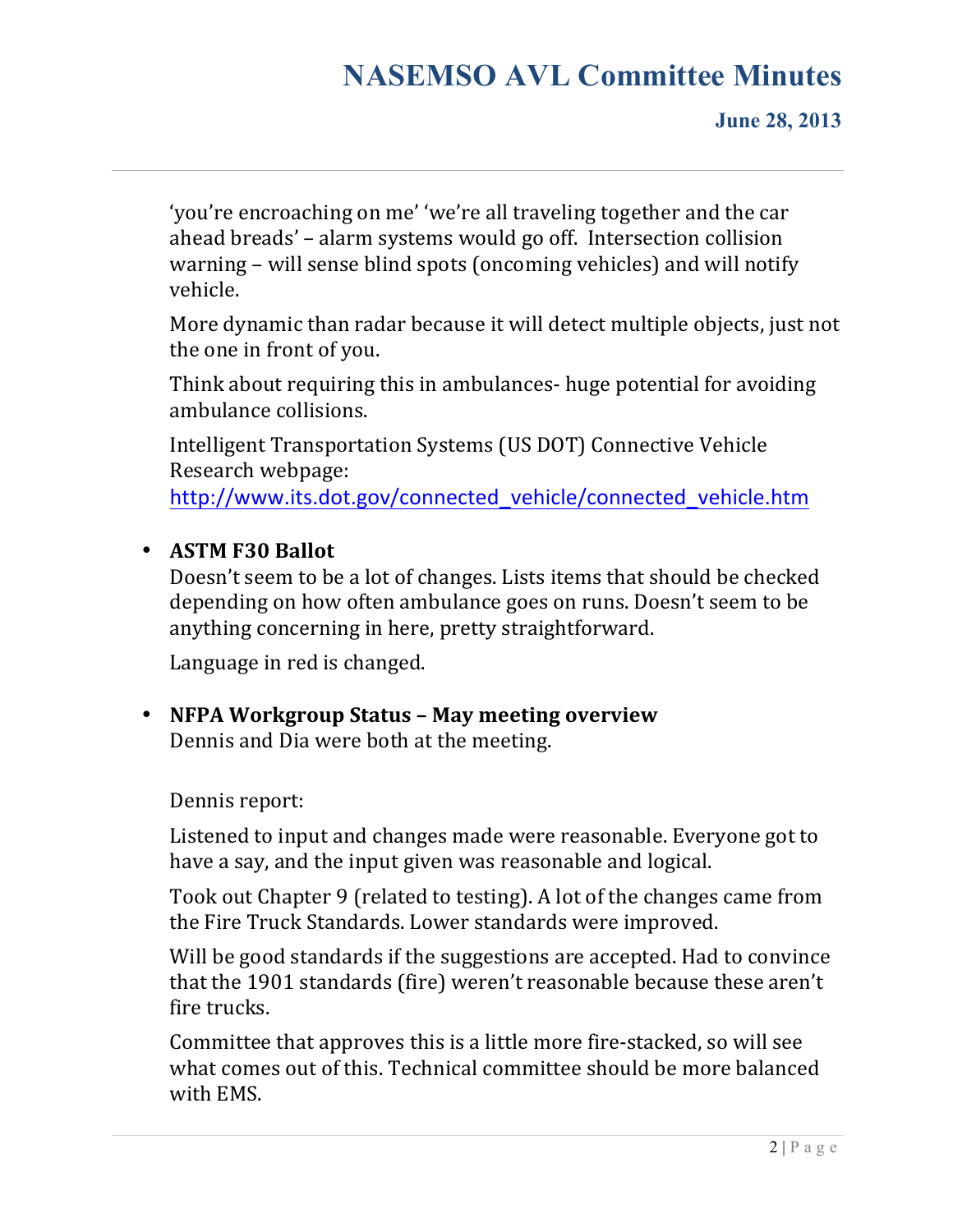'you're encroaching on me' 'we're all traveling together and the car ahead breads' – alarm systems would go off. Intersection collision warning – will sense blind spots (oncoming vehicles) and will notify vehicle.

More dynamic than radar because it will detect multiple objects, just not the one in front of you.

Think about requiring this in ambulances- huge potential for avoiding ambulance collisions.

Intelligent Transportation Systems (US DOT) Connective Vehicle Research webpage: http://www.its.dot.gov/connected_vehicle/connected_vehicle.htm

- **ASTM F30 Ballot**
  Doesn't seem to be a lot of changes. Lists items that should be checked depending on how often ambulance goes on runs. Doesn't seem to be anything concerning in here, pretty straightforward.

  Language in red is changed.

- **NFPA Workgroup Status – May meeting overview**
  Dennis and Dia were both at the meeting.

  Dennis report:

  Listened to input and changes made were reasonable. Everyone got to have a say, and the input given was reasonable and logical.

  Took out Chapter 9 (related to testing). A lot of the changes came from the Fire Truck Standards. Lower standards were improved.

  Will be good standards if the suggestions are accepted. Had to convince that the 1901 standards (fire) weren't reasonable because these aren't fire trucks.

  Committee that approves this is a little more fire-stacked, so will see what comes out of this. Technical committee should be more balanced with EMS.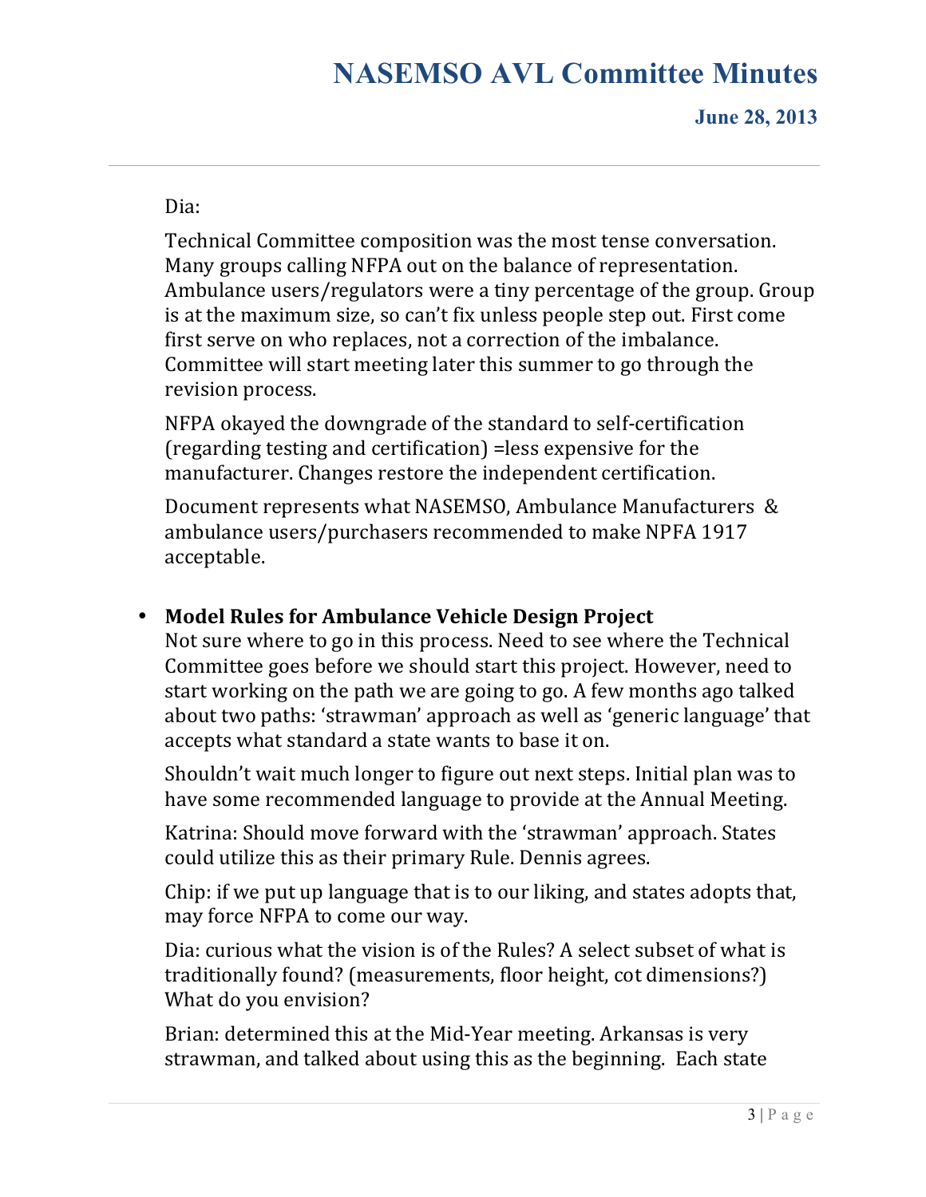Dia:

Technical Committee composition was the most tense conversation. Many groups calling NFPA out on the balance of representation. Ambulance users/regulators were a tiny percentage of the group. Group is at the maximum size, so can't fix unless people step out. First come first serve on who replaces, not a correction of the imbalance. Committee will start meeting later this summer to go through the revision process.

NFPA okayed the downgrade of the standard to self-certification (regarding testing and certification) =less expensive for the manufacturer. Changes restore the independent certification.

Document represents what NASEMSO, Ambulance Manufacturers & ambulance users/purchasers recommended to make NPFA 1917 acceptable.

- **Model Rules for Ambulance Vehicle Design Project**
  Not sure where to go in this process. Need to see where the Technical Committee goes before we should start this project. However, need to start working on the path we are going to go. A few months ago talked about two paths: 'strawman' approach as well as 'generic language' that accepts what standard a state wants to base it on.

  Shouldn't wait much longer to figure out next steps. Initial plan was to have some recommended language to provide at the Annual Meeting.

  Katrina: Should move forward with the 'strawman' approach. States could utilize this as their primary Rule. Dennis agrees.

  Chip: if we put up language that is to our liking, and states adopts that, may force NFPA to come our way.

  Dia: curious what the vision is of the Rules? A select subset of what is traditionally found? (measurements, floor height, cot dimensions?) What do you envision?

  Brian: determined this at the Mid-Year meeting. Arkansas is very strawman, and talked about using this as the beginning. Each state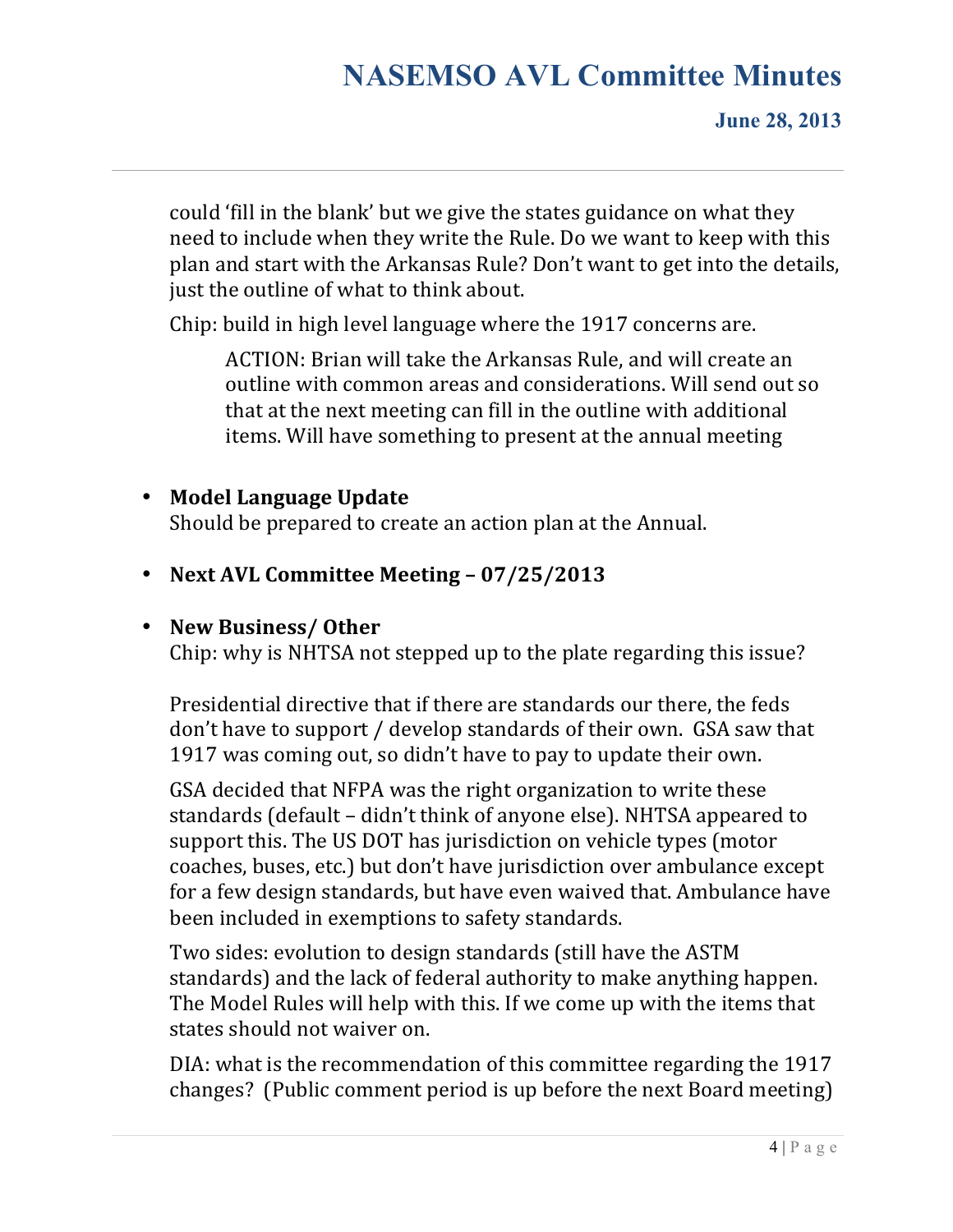could 'fill in the blank' but we give the states guidance on what they need to include when they write the Rule. Do we want to keep with this plan and start with the Arkansas Rule? Don't want to get into the details, just the outline of what to think about.

Chip: build in high level language where the 1917 concerns are.

> ACTION: Brian will take the Arkansas Rule, and will create an outline with common areas and considerations. Will send out so that at the next meeting can fill in the outline with additional items. Will have something to present at the annual meeting

- **Model Language Update**
  Should be prepared to create an action plan at the Annual.

- **Next AVL Committee Meeting – 07/25/2013**

- **New Business/ Other**
  Chip: why is NHTSA not stepped up to the plate regarding this issue?

  Presidential directive that if there are standards our there, the feds don't have to support / develop standards of their own. GSA saw that 1917 was coming out, so didn't have to pay to update their own.

  GSA decided that NFPA was the right organization to write these standards (default – didn't think of anyone else). NHTSA appeared to support this. The US DOT has jurisdiction on vehicle types (motor coaches, buses, etc.) but don't have jurisdiction over ambulance except for a few design standards, but have even waived that. Ambulance have been included in exemptions to safety standards.

  Two sides: evolution to design standards (still have the ASTM standards) and the lack of federal authority to make anything happen. The Model Rules will help with this. If we come up with the items that states should not waiver on.

  DIA: what is the recommendation of this committee regarding the 1917 changes? (Public comment period is up before the next Board meeting)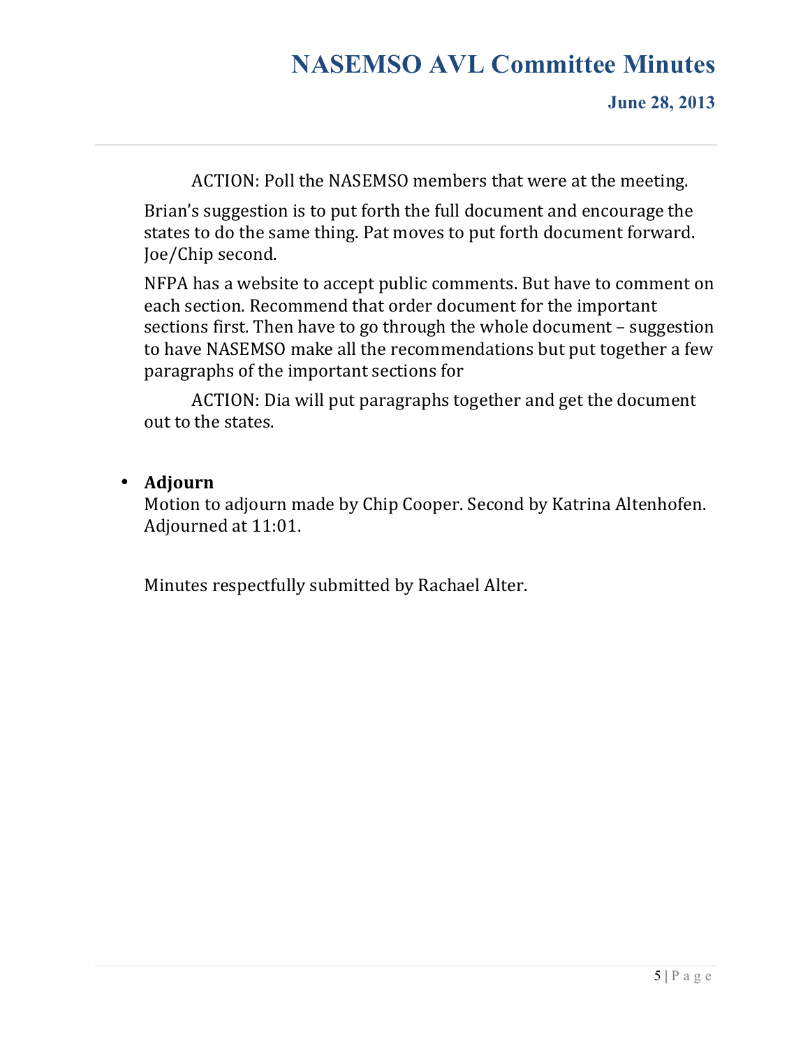ACTION: Poll the NASEMSO members that were at the meeting.

Brian's suggestion is to put forth the full document and encourage the states to do the same thing. Pat moves to put forth document forward. Joe/Chip second.

NFPA has a website to accept public comments. But have to comment on each section. Recommend that order document for the important sections first. Then have to go through the whole document – suggestion to have NASEMSO make all the recommendations but put together a few paragraphs of the important sections for

ACTION: Dia will put paragraphs together and get the document out to the states.

- **Adjourn**
  Motion to adjourn made by Chip Cooper. Second by Katrina Altenhofen. Adjourned at 11:01.

Minutes respectfully submitted by Rachael Alter.